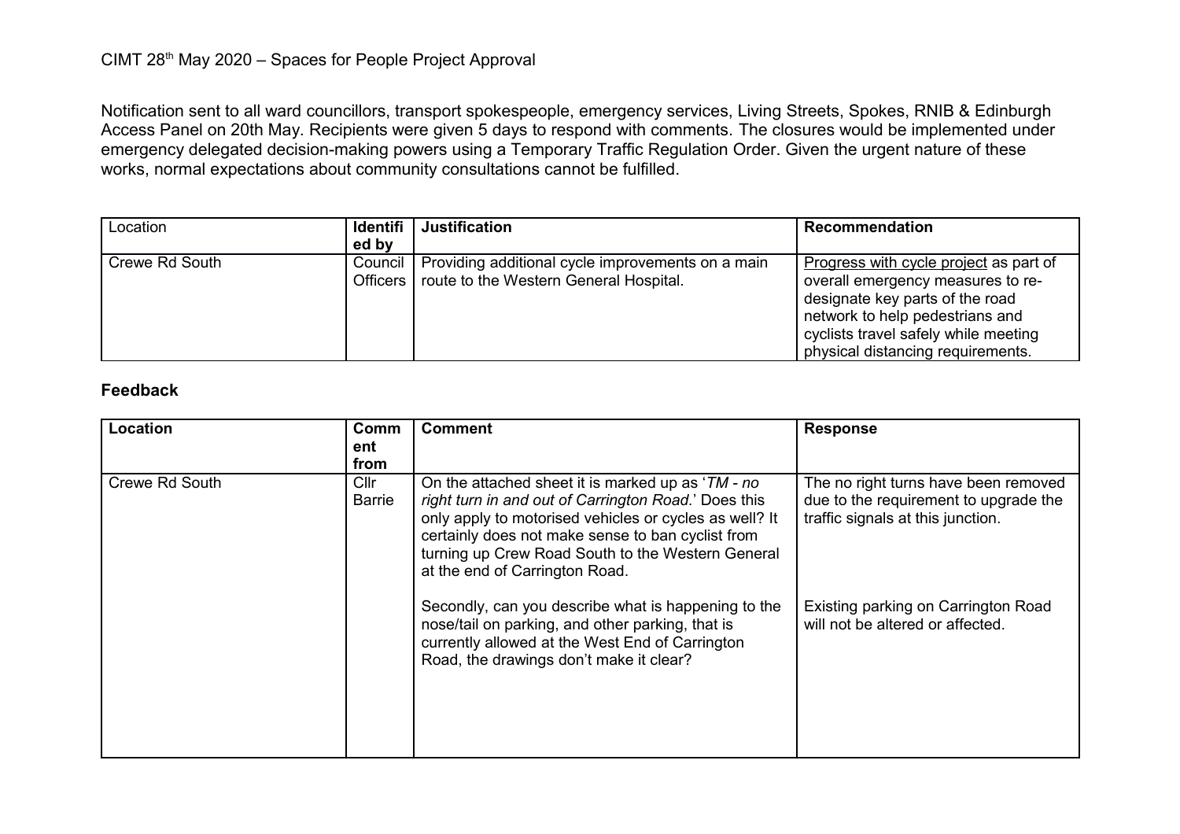# CIMT 28th May 2020 – Spaces for People Project Approval

Notification sent to all ward councillors, transport spokespeople, emergency services, Living Streets, Spokes, RNIB & Edinburgh Access Panel on 20th May. Recipients were given 5 days to respond with comments. The closures would be implemented under emergency delegated decision-making powers using a Temporary Traffic Regulation Order. Given the urgent nature of these works, normal expectations about community consultations cannot be fulfilled.

| Location | Identified by | Justification | Recommendation |
|---|---|---|---|
| Crewe Rd South | Council Officers | Providing additional cycle improvements on a main route to the Western General Hospital. | Progress with cycle project as part of overall emergency measures to re-designate key parts of the road network to help pedestrians and cyclists travel safely while meeting physical distancing requirements. |

## Feedback

| Location | Comment from | Comment | Response |
|---|---|---|---|
| Crewe Rd South | Cllr Barrie | On the attached sheet it is marked up as '*TM - no right turn in and out of Carrington Road.*' Does this only apply to motorised vehicles or cycles as well? It certainly does not make sense to ban cyclist from turning up Crew Road South to the Western General at the end of Carrington Road. | The no right turns have been removed due to the requirement to upgrade the traffic signals at this junction. |
| | | Secondly, can you describe what is happening to the nose/tail on parking, and other parking, that is currently allowed at the West End of Carrington Road, the drawings don't make it clear? | Existing parking on Carrington Road will not be altered or affected. |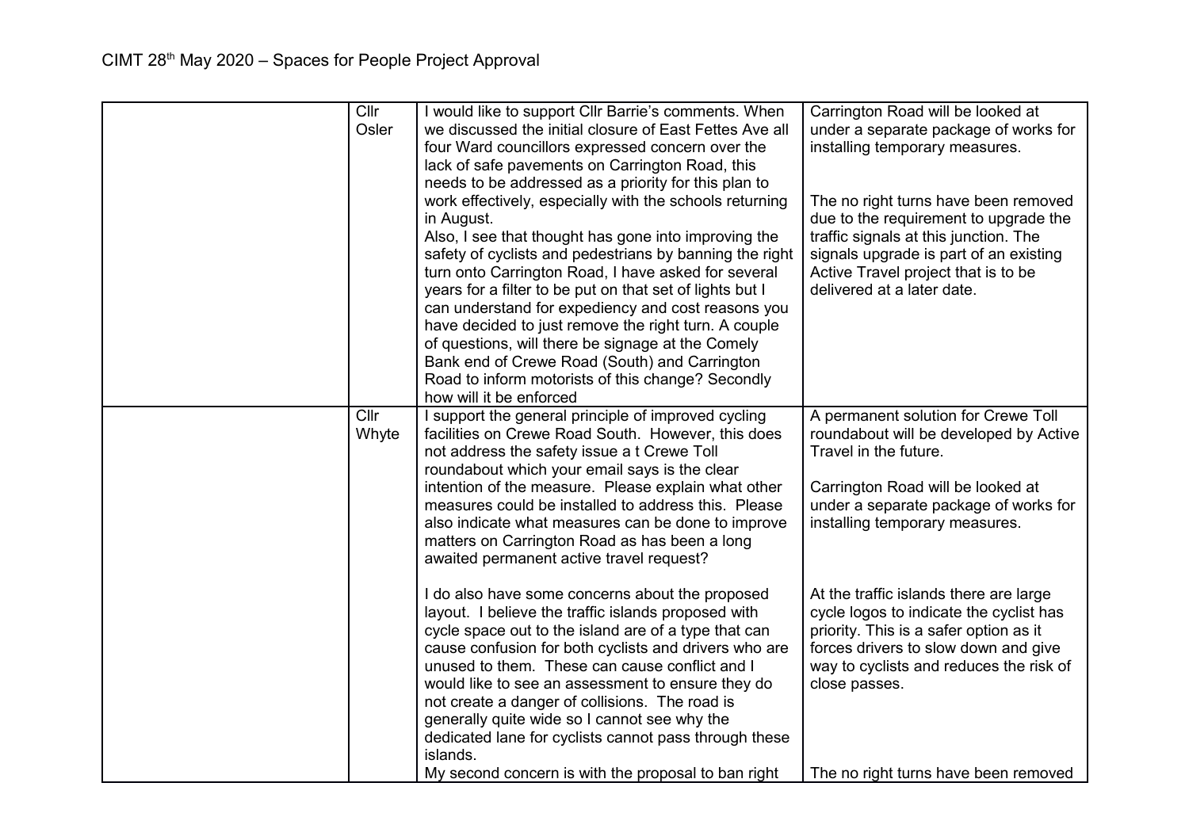| | | | |
|---|---|---|---|
| | Cllr Osler | I would like to support Cllr Barrie's comments. When we discussed the initial closure of East Fettes Ave all four Ward councillors expressed concern over the lack of safe pavements on Carrington Road, this needs to be addressed as a priority for this plan to work effectively, especially with the schools returning in August.<br>Also, I see that thought has gone into improving the safety of cyclists and pedestrians by banning the right turn onto Carrington Road, I have asked for several years for a filter to be put on that set of lights but I can understand for expediency and cost reasons you have decided to just remove the right turn. A couple of questions, will there be signage at the Comely Bank end of Crewe Road (South) and Carrington Road to inform motorists of this change? Secondly how will it be enforced | Carrington Road will be looked at under a separate package of works for installing temporary measures.<br><br>The no right turns have been removed due to the requirement to upgrade the traffic signals at this junction. The signals upgrade is part of an existing Active Travel project that is to be delivered at a later date. |
| | Cllr Whyte | I support the general principle of improved cycling facilities on Crewe Road South. However, this does not address the safety issue a t Crewe Toll roundabout which your email says is the clear intention of the measure. Please explain what other measures could be installed to address this. Please also indicate what measures can be done to improve matters on Carrington Road as has been a long awaited permanent active travel request?<br><br>I do also have some concerns about the proposed layout. I believe the traffic islands proposed with cycle space out to the island are of a type that can cause confusion for both cyclists and drivers who are unused to them. These can cause conflict and I would like to see an assessment to ensure they do not create a danger of collisions. The road is generally quite wide so I cannot see why the dedicated lane for cyclists cannot pass through these islands.<br>My second concern is with the proposal to ban right | A permanent solution for Crewe Toll roundabout will be developed by Active Travel in the future.<br><br>Carrington Road will be looked at under a separate package of works for installing temporary measures.<br><br>At the traffic islands there are large cycle logos to indicate the cyclist has priority. This is a safer option as it forces drivers to slow down and give way to cyclists and reduces the risk of close passes.<br><br>The no right turns have been removed |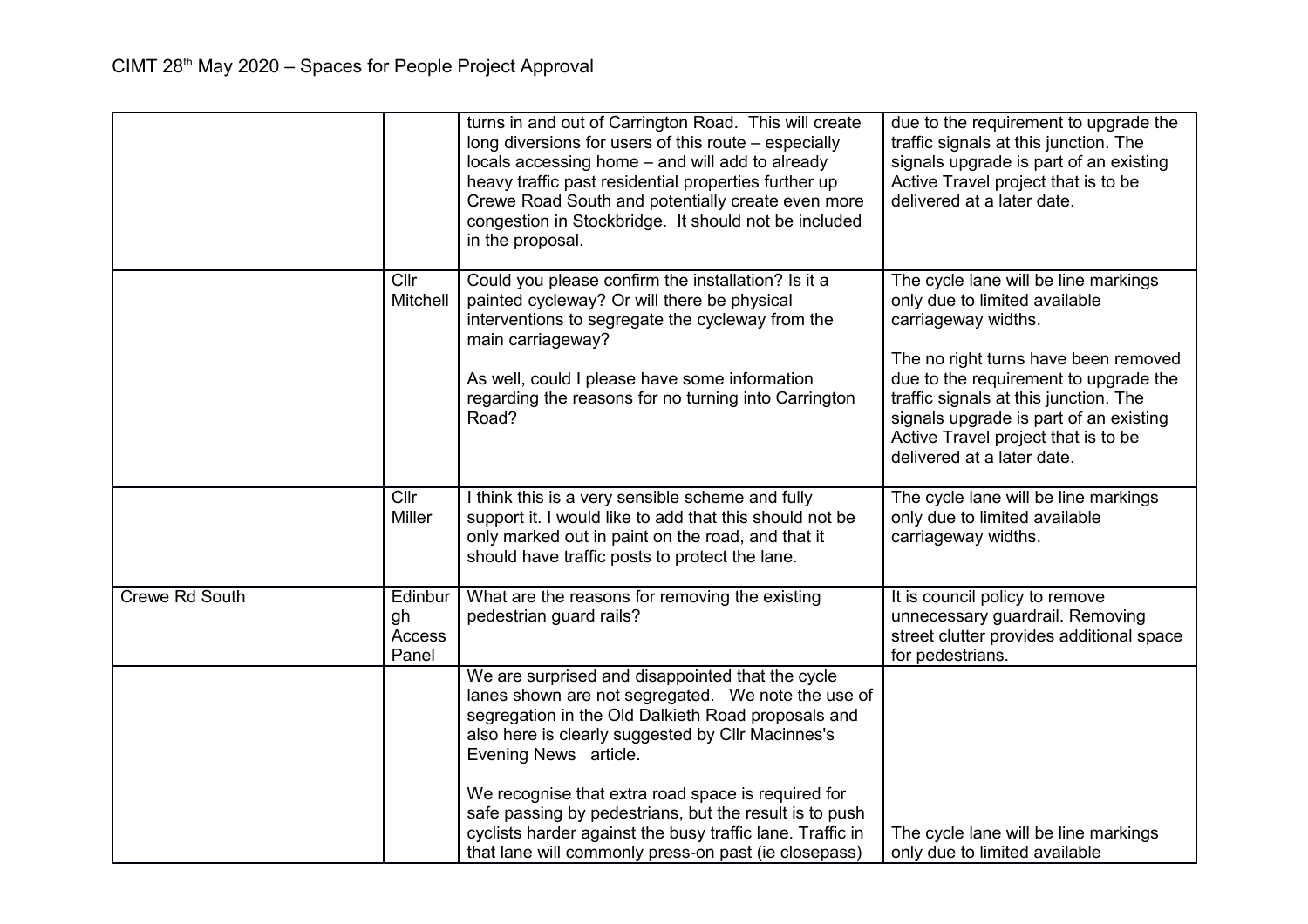| | | | |
|---|---|---|---|
| | | turns in and out of Carrington Road. This will create long diversions for users of this route – especially locals accessing home – and will add to already heavy traffic past residential properties further up Crewe Road South and potentially create even more congestion in Stockbridge. It should not be included in the proposal. | due to the requirement to upgrade the traffic signals at this junction. The signals upgrade is part of an existing Active Travel project that is to be delivered at a later date. |
| | Cllr Mitchell | Could you please confirm the installation? Is it a painted cycleway? Or will there be physical interventions to segregate the cycleway from the main carriageway?<br><br>As well, could I please have some information regarding the reasons for no turning into Carrington Road? | The cycle lane will be line markings only due to limited available carriageway widths.<br><br>The no right turns have been removed due to the requirement to upgrade the traffic signals at this junction. The signals upgrade is part of an existing Active Travel project that is to be delivered at a later date. |
| | Cllr Miller | I think this is a very sensible scheme and fully support it. I would like to add that this should not be only marked out in paint on the road, and that it should have traffic posts to protect the lane. | The cycle lane will be line markings only due to limited available carriageway widths. |
| Crewe Rd South | Edinburgh Access Panel | What are the reasons for removing the existing pedestrian guard rails? | It is council policy to remove unnecessary guardrail. Removing street clutter provides additional space for pedestrians. |
| | | We are surprised and disappointed that the cycle lanes shown are not segregated. We note the use of segregation in the Old Dalkieth Road proposals and also here is clearly suggested by Cllr Macinnes's Evening News article.<br><br>We recognise that extra road space is required for safe passing by pedestrians, but the result is to push cyclists harder against the busy traffic lane. Traffic in that lane will commonly press-on past (ie closepass) | The cycle lane will be line markings only due to limited available |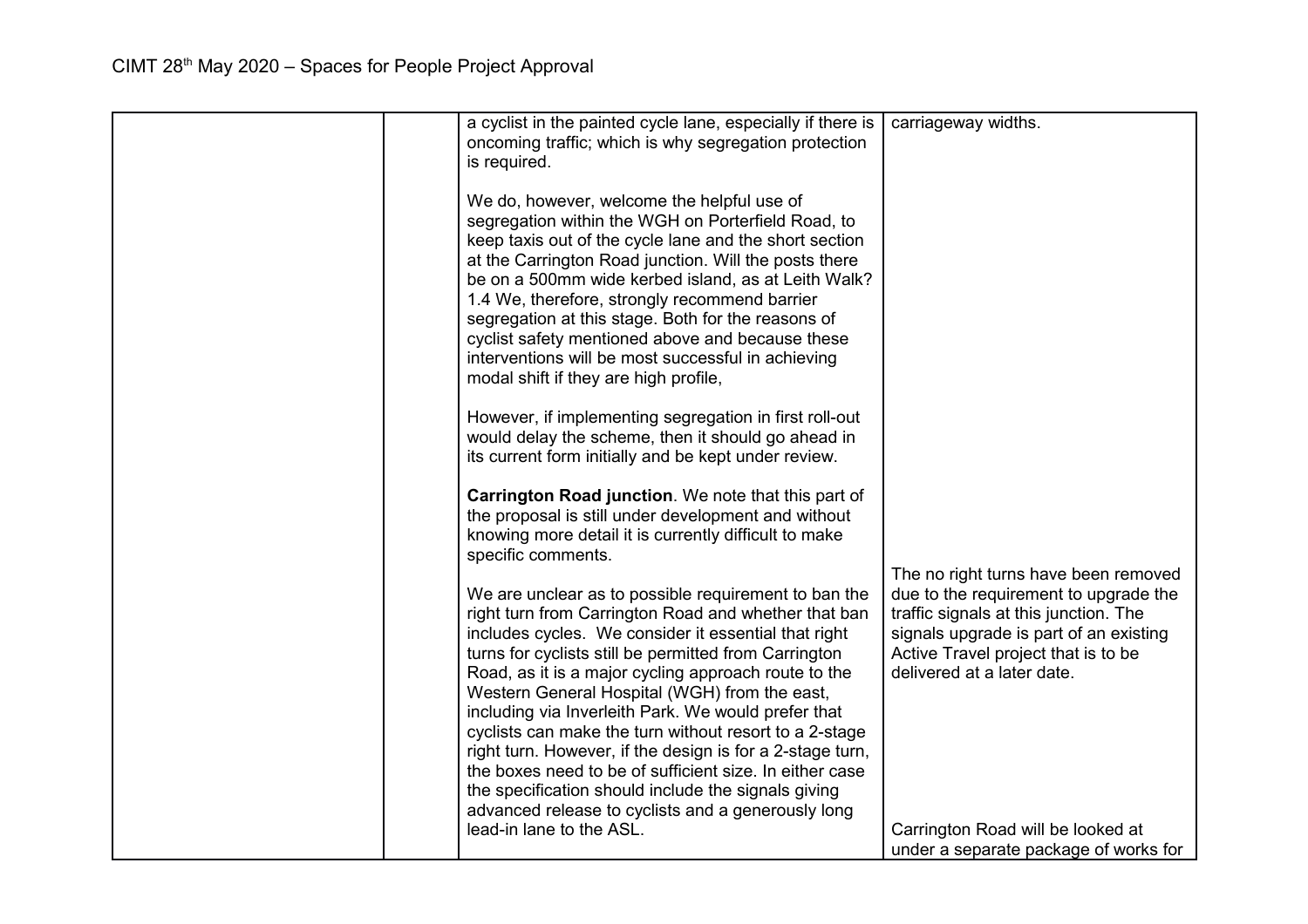| | | | |
|---|---|---|---|
| | | a cyclist in the painted cycle lane, especially if there is oncoming traffic; which is why segregation protection is required.<br><br>We do, however, welcome the helpful use of segregation within the WGH on Porterfield Road, to keep taxis out of the cycle lane and the short section at the Carrington Road junction. Will the posts there be on a 500mm wide kerbed island, as at Leith Walk?<br>1.4 We, therefore, strongly recommend barrier segregation at this stage. Both for the reasons of cyclist safety mentioned above and because these interventions will be most successful in achieving modal shift if they are high profile,<br><br>However, if implementing segregation in first roll-out would delay the scheme, then it should go ahead in its current form initially and be kept under review.<br><br>**Carrington Road junction**. We note that this part of the proposal is still under development and without knowing more detail it is currently difficult to make specific comments.<br><br>We are unclear as to possible requirement to ban the right turn from Carrington Road and whether that ban includes cycles. We consider it essential that right turns for cyclists still be permitted from Carrington Road, as it is a major cycling approach route to the Western General Hospital (WGH) from the east, including via Inverleith Park. We would prefer that cyclists can make the turn without resort to a 2-stage right turn. However, if the design is for a 2-stage turn, the boxes need to be of sufficient size. In either case the specification should include the signals giving advanced release to cyclists and a generously long lead-in lane to the ASL. | carriageway widths.<br><br>The no right turns have been removed due to the requirement to upgrade the traffic signals at this junction. The signals upgrade is part of an existing Active Travel project that is to be delivered at a later date.<br><br>Carrington Road will be looked at under a separate package of works for |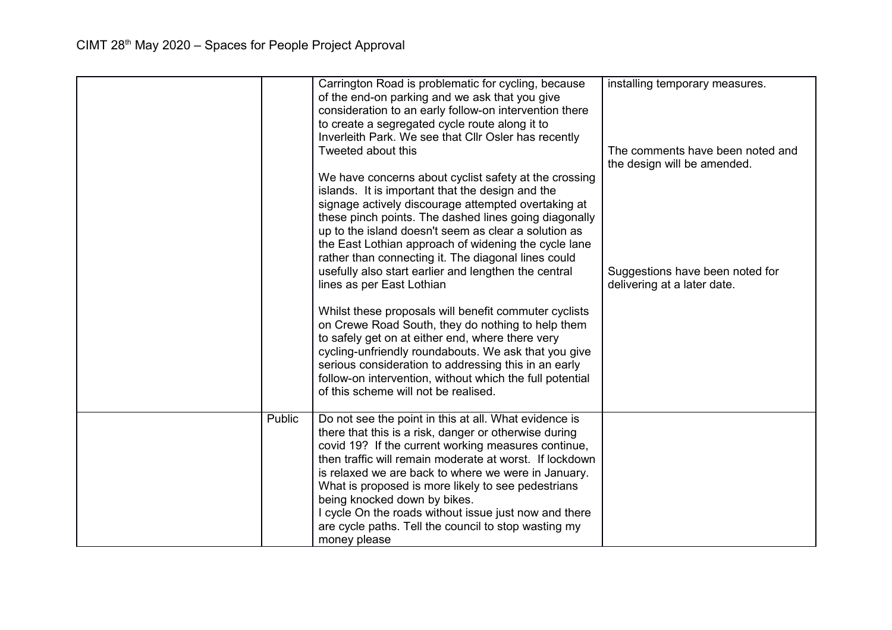| | | | |
|---|---|---|---|
| | | Carrington Road is problematic for cycling, because of the end-on parking and we ask that you give consideration to an early follow-on intervention there to create a segregated cycle route along it to Inverleith Park. We see that Cllr Osler has recently Tweeted about this<br><br>We have concerns about cyclist safety at the crossing islands. It is important that the design and the signage actively discourage attempted overtaking at these pinch points. The dashed lines going diagonally up to the island doesn't seem as clear a solution as the East Lothian approach of widening the cycle lane rather than connecting it. The diagonal lines could usefully also start earlier and lengthen the central lines as per East Lothian<br><br>Whilst these proposals will benefit commuter cyclists on Crewe Road South, they do nothing to help them to safely get on at either end, where there very cycling-unfriendly roundabouts. We ask that you give serious consideration to addressing this in an early follow-on intervention, without which the full potential of this scheme will not be realised. | installing temporary measures.<br><br>The comments have been noted and the design will be amended.<br><br>Suggestions have been noted for delivering at a later date. |
| | Public | Do not see the point in this at all. What evidence is there that this is a risk, danger or otherwise during covid 19? If the current working measures continue, then traffic will remain moderate at worst. If lockdown is relaxed we are back to where we were in January. What is proposed is more likely to see pedestrians being knocked down by bikes.<br>I cycle On the roads without issue just now and there are cycle paths. Tell the council to stop wasting my money please | |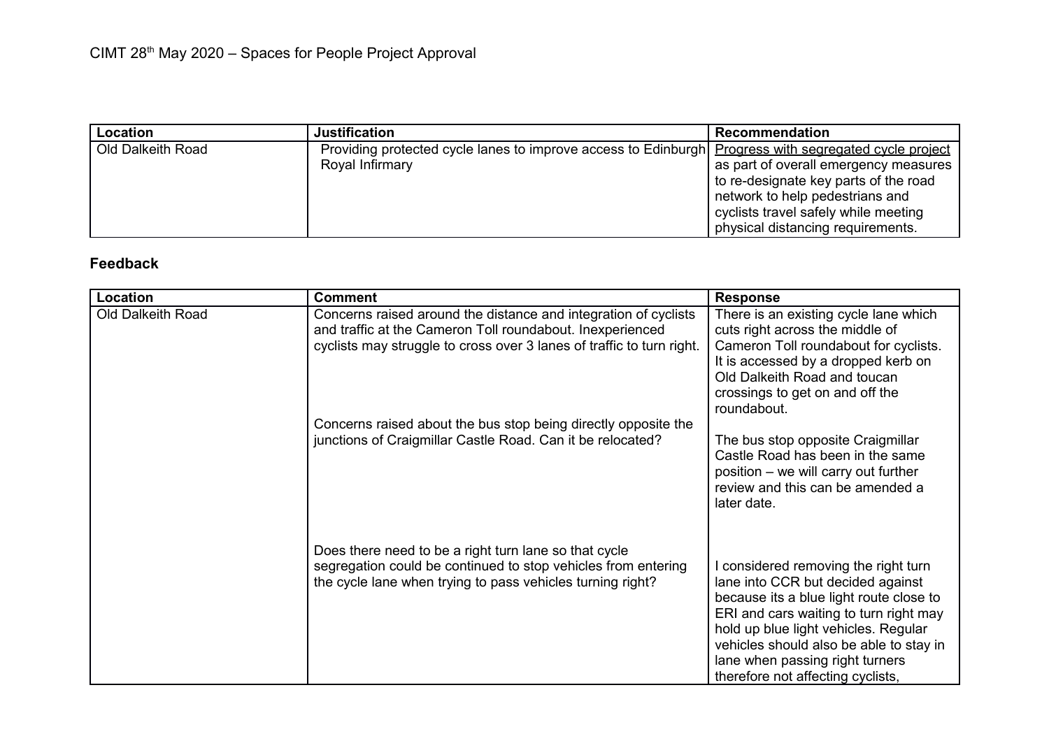CIMT 28th May 2020 – Spaces for People Project Approval

| Location | Justification | Recommendation |
| --- | --- | --- |
| Old Dalkeith Road | Providing protected cycle lanes to improve access to Edinburgh Royal Infirmary | Progress with segregated cycle project as part of overall emergency measures to re-designate key parts of the road network to help pedestrians and cyclists travel safely while meeting physical distancing requirements. |

## Feedback

| Location | Comment | Response |
| --- | --- | --- |
| Old Dalkeith Road | Concerns raised around the distance and integration of cyclists and traffic at the Cameron Toll roundabout. Inexperienced cyclists may struggle to cross over 3 lanes of traffic to turn right. | There is an existing cycle lane which cuts right across the middle of Cameron Toll roundabout for cyclists. It is accessed by a dropped kerb on Old Dalkeith Road and toucan crossings to get on and off the roundabout. |
| | Concerns raised about the bus stop being directly opposite the junctions of Craigmillar Castle Road. Can it be relocated? | The bus stop opposite Craigmillar Castle Road has been in the same position – we will carry out further review and this can be amended a later date. |
| | Does there need to be a right turn lane so that cycle segregation could be continued to stop vehicles from entering the cycle lane when trying to pass vehicles turning right? | I considered removing the right turn lane into CCR but decided against because its a blue light route close to ERI and cars waiting to turn right may hold up blue light vehicles. Regular vehicles should also be able to stay in lane when passing right turners therefore not affecting cyclists, |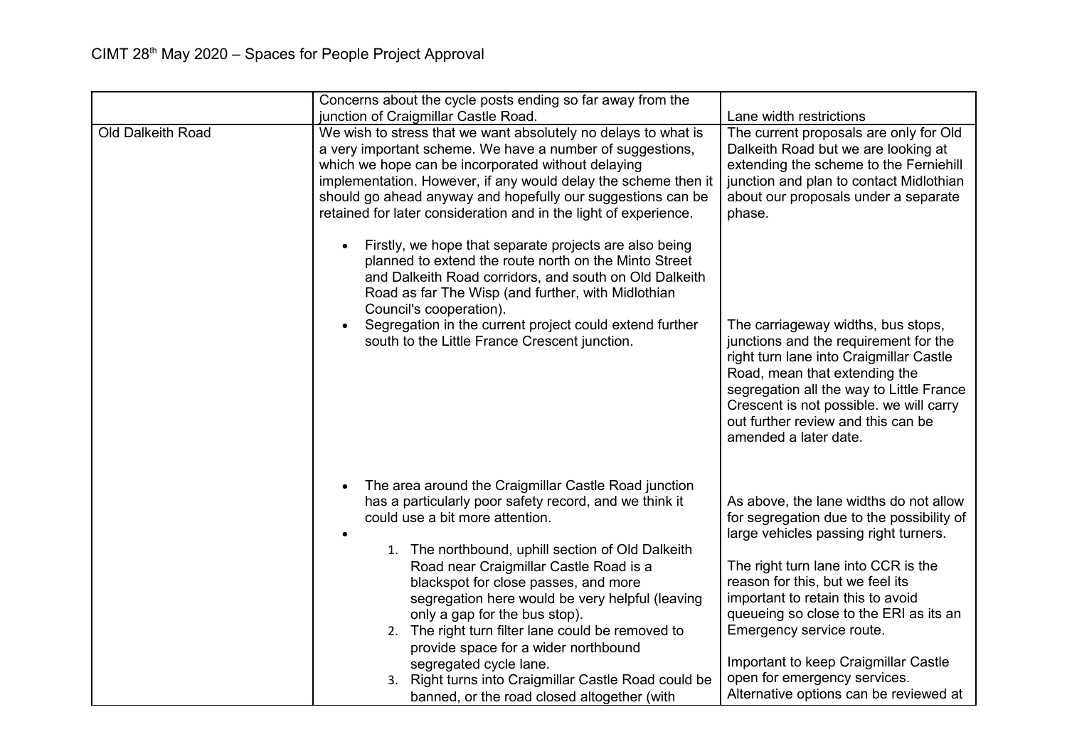| | | |
|---|---|---|
| | Concerns about the cycle posts ending so far away from the junction of Craigmillar Castle Road. | Lane width restrictions |
| Old Dalkeith Road | We wish to stress that we want absolutely no delays to what is a very important scheme. We have a number of suggestions, which we hope can be incorporated without delaying implementation. However, if any would delay the scheme then it should go ahead anyway and hopefully our suggestions can be retained for later consideration and in the light of experience.<br><br>• Firstly, we hope that separate projects are also being planned to extend the route north on the Minto Street and Dalkeith Road corridors, and south on Old Dalkeith Road as far The Wisp (and further, with Midlothian Council's cooperation).<br>• Segregation in the current project could extend further south to the Little France Crescent junction.<br><br>• The area around the Craigmillar Castle Road junction has a particularly poor safety record, and we think it could use a bit more attention.<br>•<br>1. The northbound, uphill section of Old Dalkeith Road near Craigmillar Castle Road is a blackspot for close passes, and more segregation here would be very helpful (leaving only a gap for the bus stop).<br>2. The right turn filter lane could be removed to provide space for a wider northbound segregated cycle lane.<br>3. Right turns into Craigmillar Castle Road could be banned, or the road closed altogether (with | The current proposals are only for Old Dalkeith Road but we are looking at extending the scheme to the Ferniehill junction and plan to contact Midlothian about our proposals under a separate phase.<br><br>The carriageway widths, bus stops, junctions and the requirement for the right turn lane into Craigmillar Castle Road, mean that extending the segregation all the way to Little France Crescent is not possible. we will carry out further review and this can be amended a later date.<br><br>As above, the lane widths do not allow for segregation due to the possibility of large vehicles passing right turners.<br><br>The right turn lane into CCR is the reason for this, but we feel its important to retain this to avoid queueing so close to the ERI as its an Emergency service route.<br><br>Important to keep Craigmillar Castle open for emergency services. Alternative options can be reviewed at |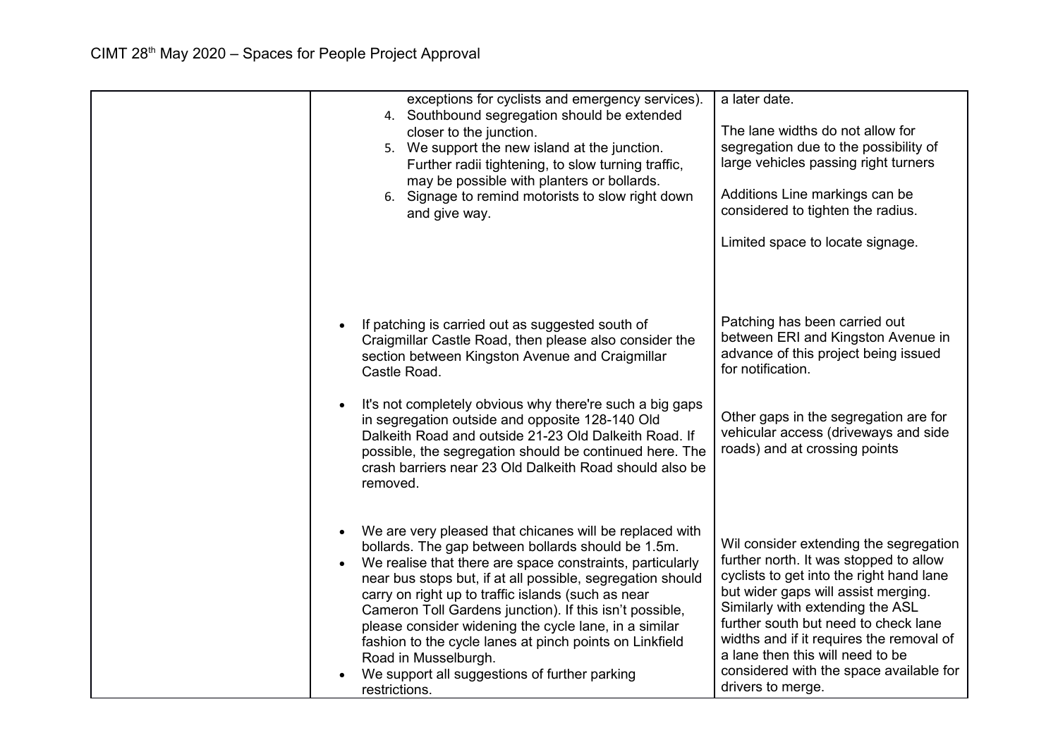CIMT 28th May 2020 – Spaces for People Project Approval

| | | |
|---|---|---|
| | exceptions for cyclists and emergency services).<br>4. Southbound segregation should be extended closer to the junction.<br>5. We support the new island at the junction. Further radii tightening, to slow turning traffic, may be possible with planters or bollards.<br>6. Signage to remind motorists to slow right down and give way. | a later date.<br><br>The lane widths do not allow for segregation due to the possibility of large vehicles passing right turners<br><br>Additions Line markings can be considered to tighten the radius.<br><br>Limited space to locate signage. |
| | • If patching is carried out as suggested south of Craigmillar Castle Road, then please also consider the section between Kingston Avenue and Craigmillar Castle Road. | Patching has been carried out between ERI and Kingston Avenue in advance of this project being issued for notification. |
| | • It's not completely obvious why there're such a big gaps in segregation outside and opposite 128-140 Old Dalkeith Road and outside 21-23 Old Dalkeith Road. If possible, the segregation should be continued here. The crash barriers near 23 Old Dalkeith Road should also be removed. | Other gaps in the segregation are for vehicular access (driveways and side roads) and at crossing points |
| | • We are very pleased that chicanes will be replaced with bollards. The gap between bollards should be 1.5m.<br>• We realise that there are space constraints, particularly near bus stops but, if at all possible, segregation should carry on right up to traffic islands (such as near Cameron Toll Gardens junction). If this isn't possible, please consider widening the cycle lane, in a similar fashion to the cycle lanes at pinch points on Linkfield Road in Musselburgh.<br>• We support all suggestions of further parking restrictions. | Wil consider extending the segregation further north. It was stopped to allow cyclists to get into the right hand lane but wider gaps will assist merging. Similarly with extending the ASL further south but need to check lane widths and if it requires the removal of a lane then this will need to be considered with the space available for drivers to merge. |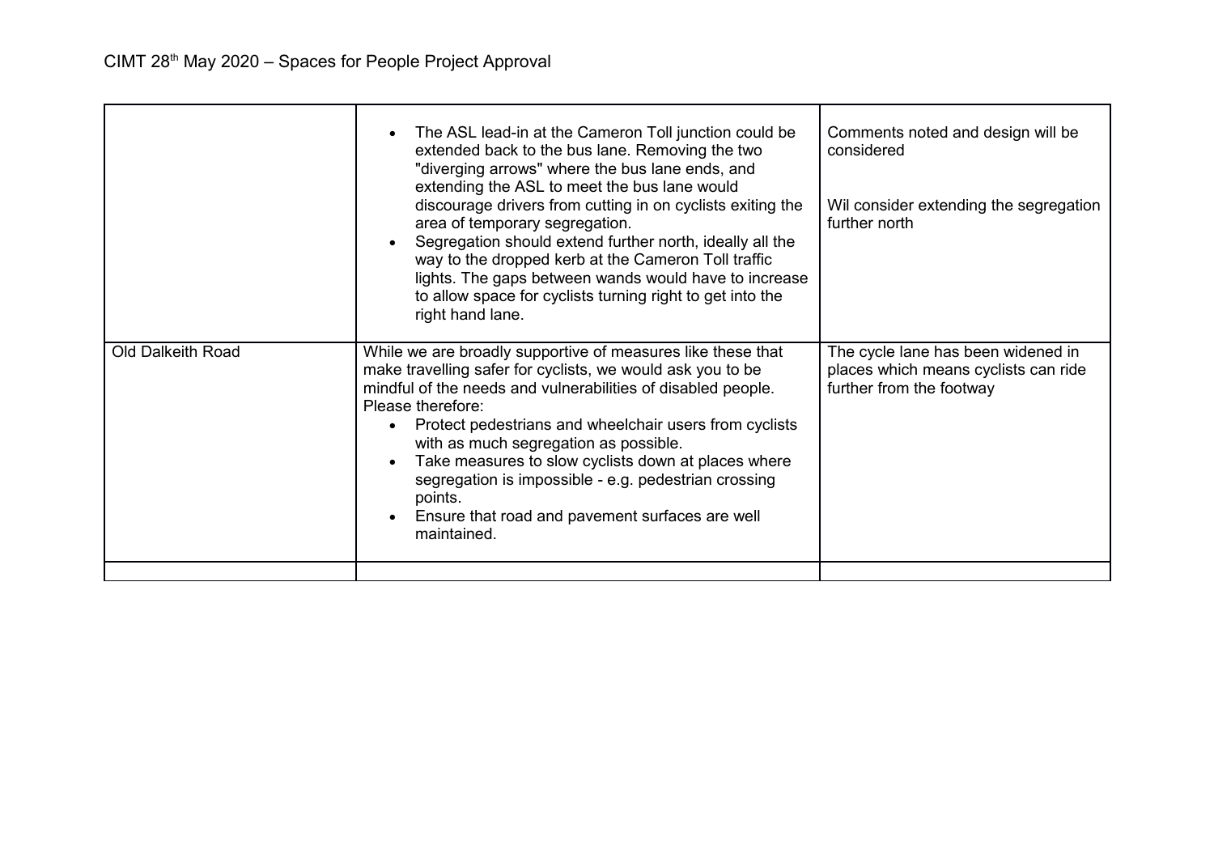# CIMT 28th May 2020 – Spaces for People Project Approval

| | | |
|---|---|---|
| | • The ASL lead-in at the Cameron Toll junction could be extended back to the bus lane. Removing the two "diverging arrows" where the bus lane ends, and extending the ASL to meet the bus lane would discourage drivers from cutting in on cyclists exiting the area of temporary segregation.<br>• Segregation should extend further north, ideally all the way to the dropped kerb at the Cameron Toll traffic lights. The gaps between wands would have to increase to allow space for cyclists turning right to get into the right hand lane. | Comments noted and design will be considered<br><br>Wil consider extending the segregation further north |
| Old Dalkeith Road | While we are broadly supportive of measures like these that make travelling safer for cyclists, we would ask you to be mindful of the needs and vulnerabilities of disabled people. Please therefore:<br>• Protect pedestrians and wheelchair users from cyclists with as much segregation as possible.<br>• Take measures to slow cyclists down at places where segregation is impossible - e.g. pedestrian crossing points.<br>• Ensure that road and pavement surfaces are well maintained. | The cycle lane has been widened in places which means cyclists can ride further from the footway |
| | | |